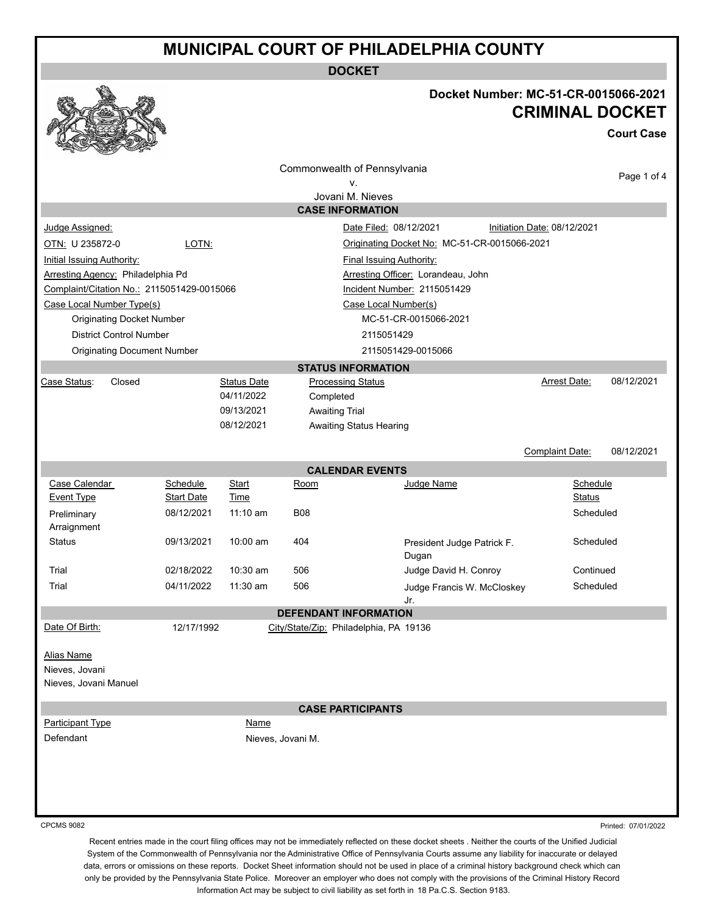# MUNICIPAL COURT OF PHILADELPHIA COUNTY

## DOCKET

**Docket Number: MC-51-CR-0015066-2021**

**CRIMINAL DOCKET**

**Court Case**

Commonwealth of Pennsylvania
v.
Jovani M. Nieves

### CASE INFORMATION

| | | | |
|---|---|---|---|
| Judge Assigned: | | Date Filed: 08/12/2021 | Initiation Date: 08/12/2021 |
| OTN: U 235872-0 | LOTN: | Originating Docket No: MC-51-CR-0015066-2021 | |
| Initial Issuing Authority: | | Final Issuing Authority: | |
| Arresting Agency: Philadelphia Pd | | Arresting Officer: Lorandeau, John | |
| Complaint/Citation No.: 2115051429-0015066 | | Incident Number: 2115051429 | |

| Case Local Number Type(s) | Case Local Number(s) |
|---|---|
| Originating Docket Number | MC-51-CR-0015066-2021 |
| District Control Number | 2115051429 |
| Originating Document Number | 2115051429-0015066 |

### STATUS INFORMATION

Case Status: Closed

| Status Date | Processing Status |
|---|---|
| 04/11/2022 | Completed |
| 09/13/2021 | Awaiting Trial |
| 08/12/2021 | Awaiting Status Hearing |

Arrest Date: 08/12/2021

Complaint Date: 08/12/2021

### CALENDAR EVENTS

| Case Calendar Event Type | Schedule Start Date | Start Time | Room | Judge Name | Schedule Status |
|---|---|---|---|---|---|
| Preliminary Arraignment | 08/12/2021 | 11:10 am | B08 | | Scheduled |
| Status | 09/13/2021 | 10:00 am | 404 | President Judge Patrick F. Dugan | Scheduled |
| Trial | 02/18/2022 | 10:30 am | 506 | Judge David H. Conroy | Continued |
| Trial | 04/11/2022 | 11:30 am | 506 | Judge Francis W. McCloskey Jr. | Scheduled |

### DEFENDANT INFORMATION

Date Of Birth: 12/17/1992

City/State/Zip: Philadelphia, PA 19136

Alias Name
Nieves, Jovani
Nieves, Jovani Manuel

### CASE PARTICIPANTS

| Participant Type | Name |
|---|---|
| Defendant | Nieves, Jovani M. |

CPCMS 9082

Printed: 07/01/2022

Recent entries made in the court filing offices may not be immediately reflected on these docket sheets . Neither the courts of the Unified Judicial System of the Commonwealth of Pennsylvania nor the Administrative Office of Pennsylvania Courts assume any liability for inaccurate or delayed data, errors or omissions on these reports. Docket Sheet information should not be used in place of a criminal history background check which can only be provided by the Pennsylvania State Police. Moreover an employer who does not comply with the provisions of the Criminal History Record Information Act may be subject to civil liability as set forth in 18 Pa.C.S. Section 9183.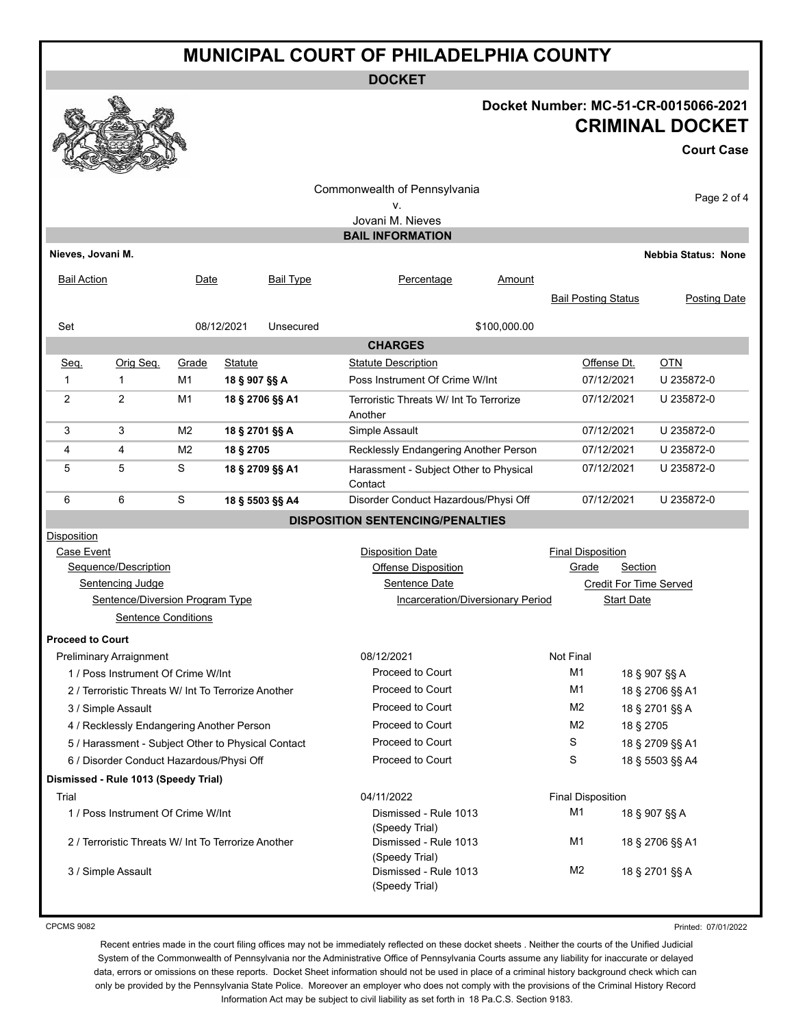# MUNICIPAL COURT OF PHILADELPHIA COUNTY

## DOCKET

**Docket Number: MC-51-CR-0015066-2021**

**CRIMINAL DOCKET**

**Court Case**

Commonwealth of Pennsylvania
v.
Jovani M. Nieves

### BAIL INFORMATION

**Nieves, Jovani M.** — **Nebbia Status: None**

| Bail Action | Date | Bail Type | Percentage | Amount | Bail Posting Status | Posting Date |
|---|---|---|---|---|---|---|
| Set | 08/12/2021 | Unsecured | | $100,000.00 | | |

### CHARGES

| Seq. | Orig Seq. | Grade | Statute | Statute Description | Offense Dt. | OTN |
|---|---|---|---|---|---|---|
| 1 | 1 | M1 | **18 § 907 §§ A** | Poss Instrument Of Crime W/Int | 07/12/2021 | U 235872-0 |
| 2 | 2 | M1 | **18 § 2706 §§ A1** | Terroristic Threats W/ Int To Terrorize Another | 07/12/2021 | U 235872-0 |
| 3 | 3 | M2 | **18 § 2701 §§ A** | Simple Assault | 07/12/2021 | U 235872-0 |
| 4 | 4 | M2 | **18 § 2705** | Recklessly Endangering Another Person | 07/12/2021 | U 235872-0 |
| 5 | 5 | S | **18 § 2709 §§ A1** | Harassment - Subject Other to Physical Contact | 07/12/2021 | U 235872-0 |
| 6 | 6 | S | **18 § 5503 §§ A4** | Disorder Conduct Hazardous/Physi Off | 07/12/2021 | U 235872-0 |

### DISPOSITION SENTENCING/PENALTIES

| Disposition / Case Event / Sequence/Description / Sentencing Judge / Sentence/Diversion Program Type / Sentence Conditions | Disposition Date / Offense Disposition / Sentence Date / Incarceration/Diversionary Period | Final Disposition / Grade | Section / Credit For Time Served / Start Date |
|---|---|---|---|
| **Proceed to Court** | | | |
| Preliminary Arraignment | 08/12/2021 | Not Final | |
| 1 / Poss Instrument Of Crime W/Int | Proceed to Court | M1 | 18 § 907 §§ A |
| 2 / Terroristic Threats W/ Int To Terrorize Another | Proceed to Court | M1 | 18 § 2706 §§ A1 |
| 3 / Simple Assault | Proceed to Court | M2 | 18 § 2701 §§ A |
| 4 / Recklessly Endangering Another Person | Proceed to Court | M2 | 18 § 2705 |
| 5 / Harassment - Subject Other to Physical Contact | Proceed to Court | S | 18 § 2709 §§ A1 |
| 6 / Disorder Conduct Hazardous/Physi Off | Proceed to Court | S | 18 § 5503 §§ A4 |
| **Dismissed - Rule 1013 (Speedy Trial)** | | | |
| Trial | 04/11/2022 | Final Disposition | |
| 1 / Poss Instrument Of Crime W/Int | Dismissed - Rule 1013 (Speedy Trial) | M1 | 18 § 907 §§ A |
| 2 / Terroristic Threats W/ Int To Terrorize Another | Dismissed - Rule 1013 (Speedy Trial) | M1 | 18 § 2706 §§ A1 |
| 3 / Simple Assault | Dismissed - Rule 1013 (Speedy Trial) | M2 | 18 § 2701 §§ A |

CPCMS 9082

Printed: 07/01/2022

Recent entries made in the court filing offices may not be immediately reflected on these docket sheets . Neither the courts of the Unified Judicial System of the Commonwealth of Pennsylvania nor the Administrative Office of Pennsylvania Courts assume any liability for inaccurate or delayed data, errors or omissions on these reports. Docket Sheet information should not be used in place of a criminal history background check which can only be provided by the Pennsylvania State Police. Moreover an employer who does not comply with the provisions of the Criminal History Record Information Act may be subject to civil liability as set forth in 18 Pa.C.S. Section 9183.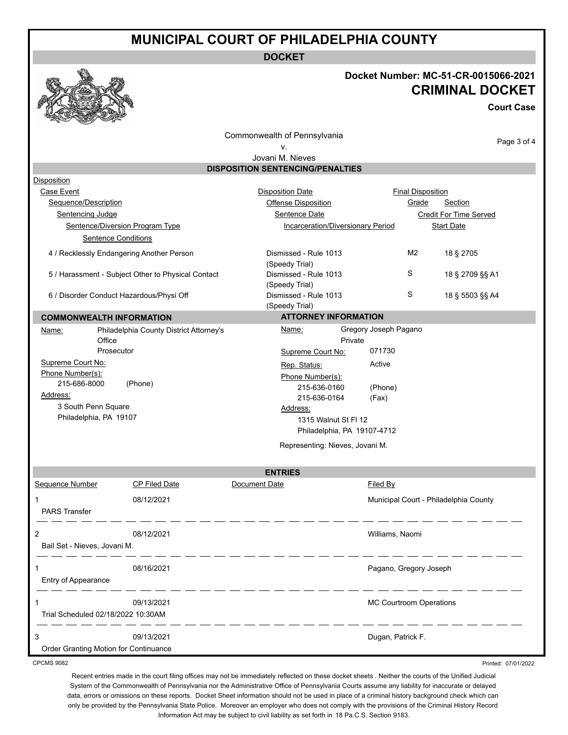# MUNICIPAL COURT OF PHILADELPHIA COUNTY

**DOCKET**

**Docket Number: MC-51-CR-0015066-2021**

**CRIMINAL DOCKET**

**Court Case**

Commonwealth of Pennsylvania
v.
Jovani M. Nieves

## DISPOSITION SENTENCING/PENALTIES

Disposition
Case Event — Disposition Date — Final Disposition
Sequence/Description — Offense Disposition — Grade — Section
Sentencing Judge — Sentence Date — Credit For Time Served
Sentence/Diversion Program Type — Incarceration/Diversionary Period — Start Date
Sentence Conditions

| Sequence/Description | Offense Disposition | Grade | Section |
|---|---|---|---|
| 4 / Recklessly Endangering Another Person | Dismissed - Rule 1013 (Speedy Trial) | M2 | 18 § 2705 |
| 5 / Harassment - Subject Other to Physical Contact | Dismissed - Rule 1013 (Speedy Trial) | S | 18 § 2709 §§ A1 |
| 6 / Disorder Conduct Hazardous/Physi Off | Dismissed - Rule 1013 (Speedy Trial) | S | 18 § 5503 §§ A4 |

## COMMONWEALTH INFORMATION

Name: Philadelphia County District Attorney's Office
Prosecutor
Supreme Court No:
Phone Number(s):
215-686-8000 (Phone)
Address:
3 South Penn Square
Philadelphia, PA 19107

## ATTORNEY INFORMATION

Name: Gregory Joseph Pagano
Private
Supreme Court No: 071730
Rep. Status: Active
Phone Number(s):
215-636-0160 (Phone)
215-636-0164 (Fax)
Address:
1315 Walnut St Fl 12
Philadelphia, PA 19107-4712

Representing: Nieves, Jovani M.

## ENTRIES

| Sequence Number | CP Filed Date | Document Date | Filed By |
|---|---|---|---|
| 1<br>PARS Transfer | 08/12/2021 | | Municipal Court - Philadelphia County |
| 2<br>Bail Set - Nieves, Jovani M. | 08/12/2021 | | Williams, Naomi |
| 1<br>Entry of Appearance | 08/16/2021 | | Pagano, Gregory Joseph |
| 1<br>Trial Scheduled 02/18/2022 10:30AM | 09/13/2021 | | MC Courtroom Operations |
| 3<br>Order Granting Motion for Continuance | 09/13/2021 | | Dugan, Patrick F. |

CPCMS 9082

Printed: 07/01/2022

Recent entries made in the court filing offices may not be immediately reflected on these docket sheets . Neither the courts of the Unified Judicial System of the Commonwealth of Pennsylvania nor the Administrative Office of Pennsylvania Courts assume any liability for inaccurate or delayed data, errors or omissions on these reports. Docket Sheet information should not be used in place of a criminal history background check which can only be provided by the Pennsylvania State Police. Moreover an employer who does not comply with the provisions of the Criminal History Record Information Act may be subject to civil liability as set forth in 18 Pa.C.S. Section 9183.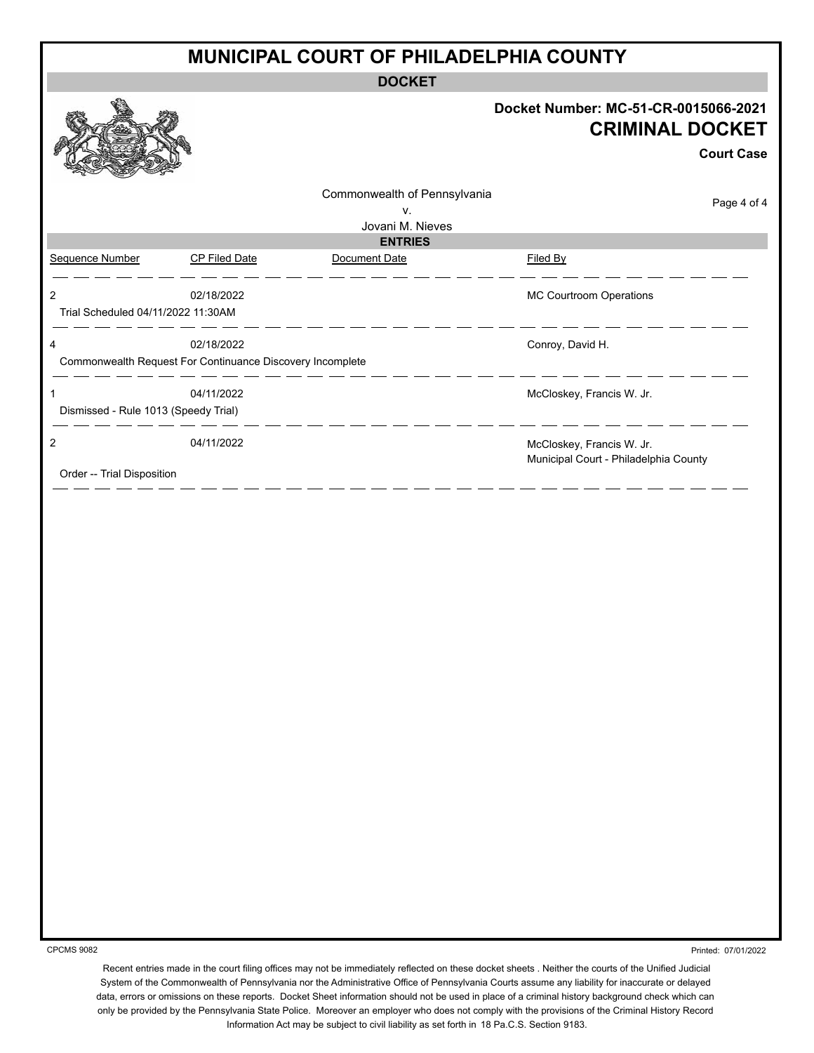# MUNICIPAL COURT OF PHILADELPHIA COUNTY

**DOCKET**

**Docket Number: MC-51-CR-0015066-2021**

**CRIMINAL DOCKET**

**Court Case**

Commonwealth of Pennsylvania
v.
Jovani M. Nieves

**ENTRIES**

| Sequence Number | CP Filed Date | Document Date | Filed By |
| --- | --- | --- | --- |
| 2 | 02/18/2022 | | MC Courtroom Operations |
| Trial Scheduled 04/11/2022 11:30AM | | | |
| 4 | 02/18/2022 | | Conroy, David H. |
| Commonwealth Request For Continuance Discovery Incomplete | | | |
| 1 | 04/11/2022 | | McCloskey, Francis W. Jr. |
| Dismissed - Rule 1013 (Speedy Trial) | | | |
| 2 | 04/11/2022 | | McCloskey, Francis W. Jr. Municipal Court - Philadelphia County |
| Order -- Trial Disposition | | | |

CPCMS 9082

Printed: 07/01/2022

Recent entries made in the court filing offices may not be immediately reflected on these docket sheets . Neither the courts of the Unified Judicial System of the Commonwealth of Pennsylvania nor the Administrative Office of Pennsylvania Courts assume any liability for inaccurate or delayed data, errors or omissions on these reports. Docket Sheet information should not be used in place of a criminal history background check which can only be provided by the Pennsylvania State Police. Moreover an employer who does not comply with the provisions of the Criminal History Record Information Act may be subject to civil liability as set forth in 18 Pa.C.S. Section 9183.